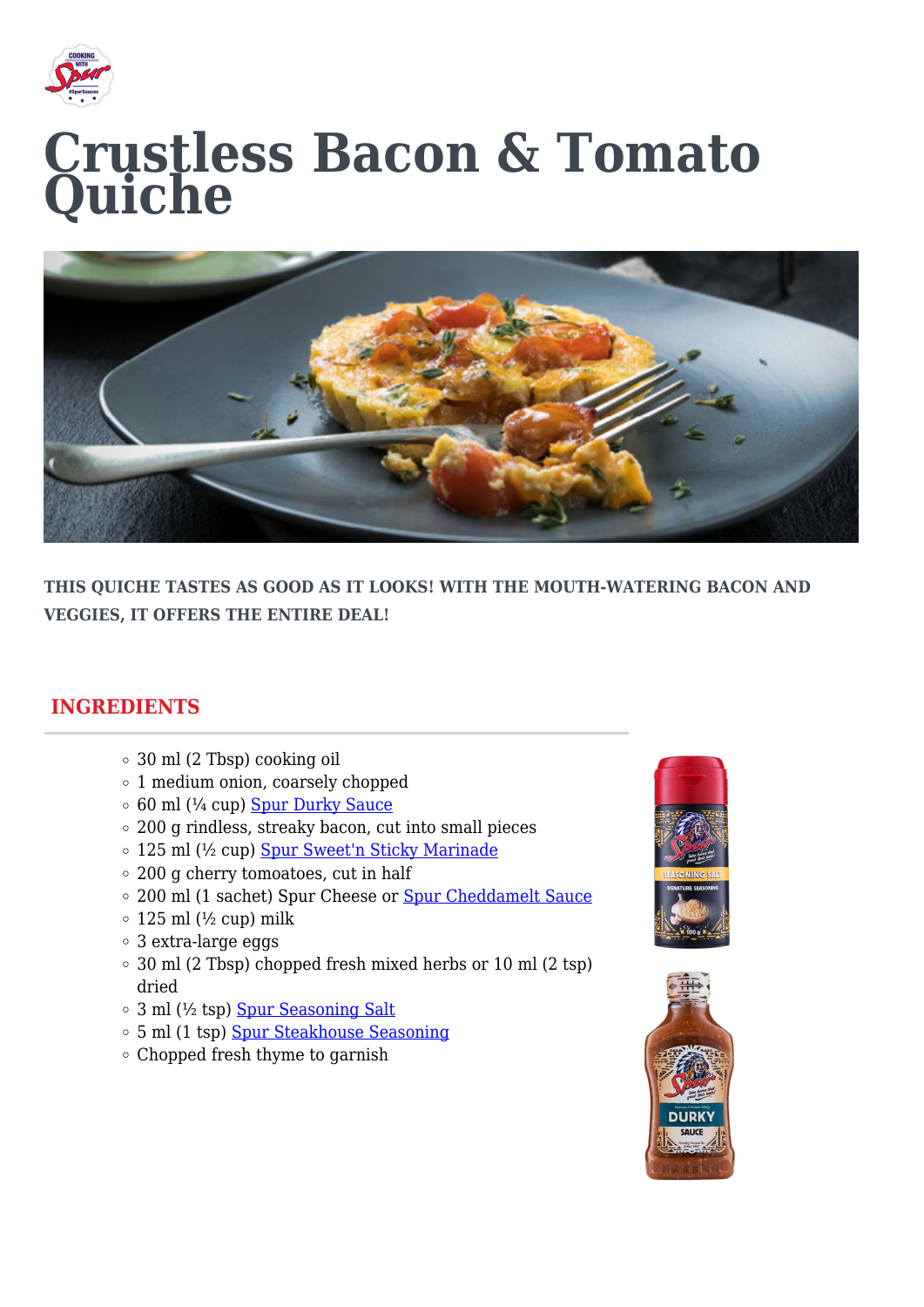# Crustless Bacon & Tomato Quiche

**THIS QUICHE TASTES AS GOOD AS IT LOOKS! WITH THE MOUTH-WATERING BACON AND VEGGIES, IT OFFERS THE ENTIRE DEAL!**

## INGREDIENTS

- 30 ml (2 Tbsp) cooking oil
- 1 medium onion, coarsely chopped
- 60 ml (¼ cup) Spur Durky Sauce
- 200 g rindless, streaky bacon, cut into small pieces
- 125 ml (½ cup) Spur Sweet'n Sticky Marinade
- 200 g cherry tomoatoes, cut in half
- 200 ml (1 sachet) Spur Cheese or Spur Cheddamelt Sauce
- 125 ml (½ cup) milk
- 3 extra-large eggs
- 30 ml (2 Tbsp) chopped fresh mixed herbs or 10 ml (2 tsp) dried
- 3 ml (½ tsp) Spur Seasoning Salt
- 5 ml (1 tsp) Spur Steakhouse Seasoning
- Chopped fresh thyme to garnish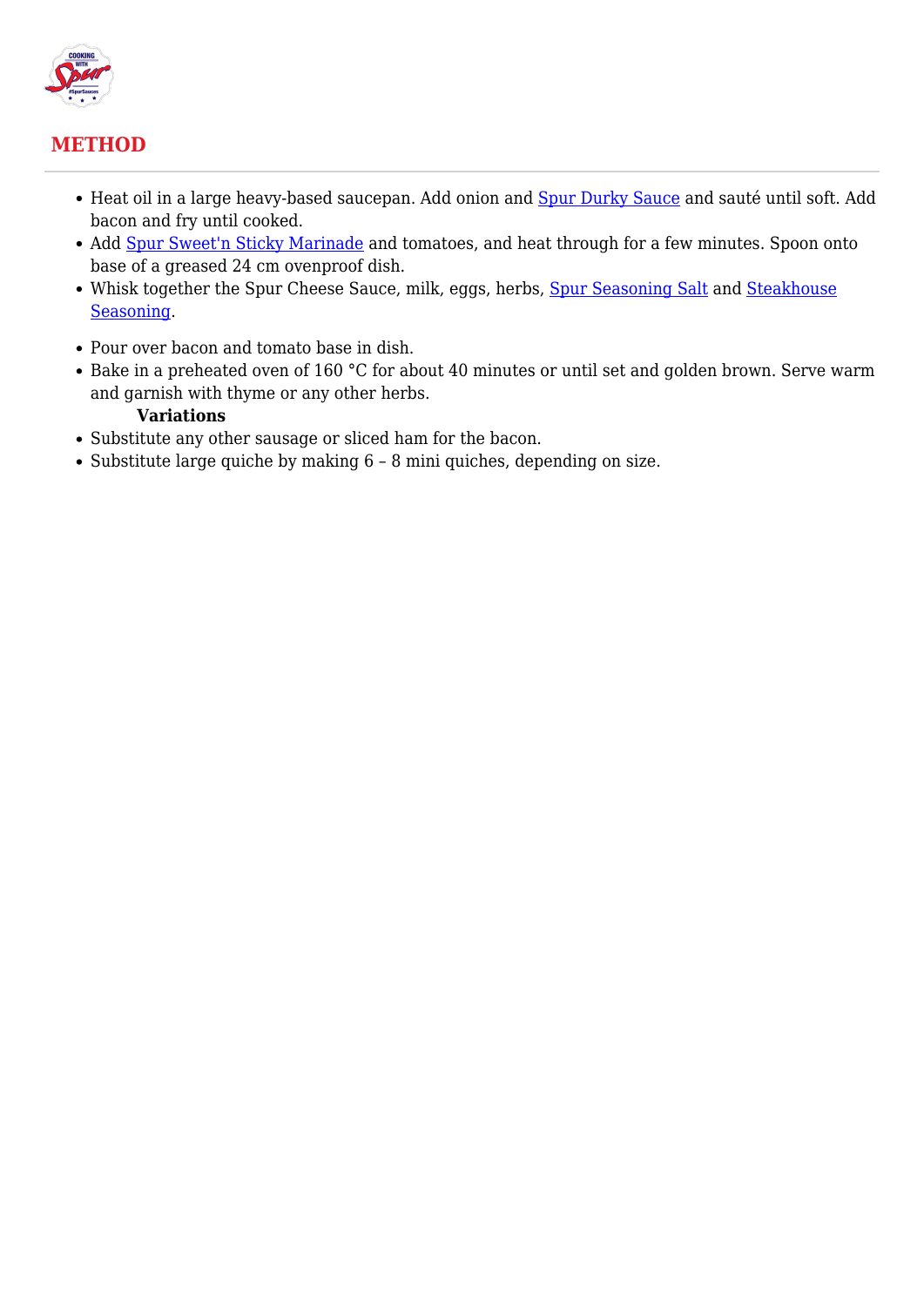## METHOD

- Heat oil in a large heavy-based saucepan. Add onion and Spur Durky Sauce and sauté until soft. Add bacon and fry until cooked.
- Add Spur Sweet'n Sticky Marinade and tomatoes, and heat through for a few minutes. Spoon onto base of a greased 24 cm ovenproof dish.
- Whisk together the Spur Cheese Sauce, milk, eggs, herbs, Spur Seasoning Salt and Steakhouse Seasoning.
- Pour over bacon and tomato base in dish.
- Bake in a preheated oven of 160 °C for about 40 minutes or until set and golden brown. Serve warm and garnish with thyme or any other herbs.

**Variations**

- Substitute any other sausage or sliced ham for the bacon.
- Substitute large quiche by making 6 – 8 mini quiches, depending on size.